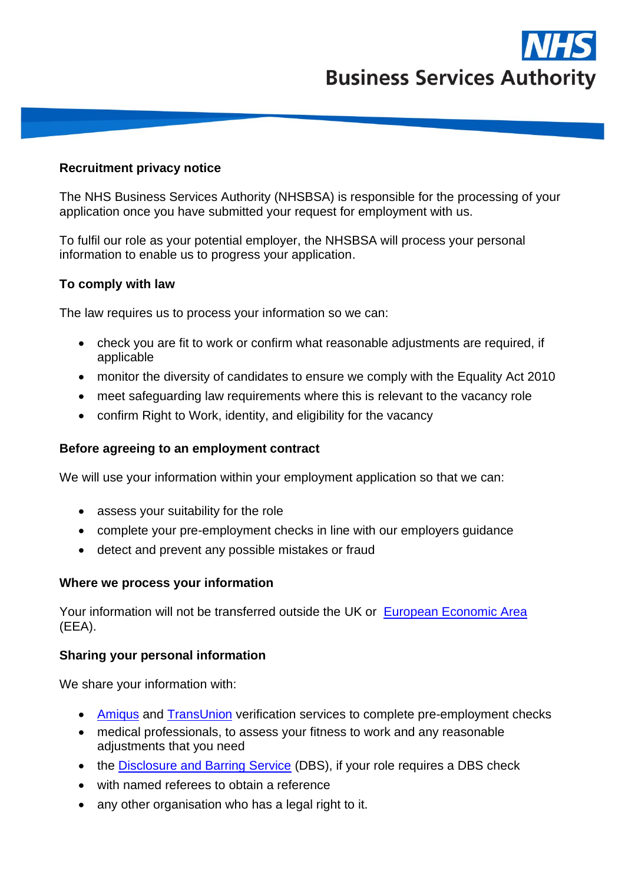## Recruitment privacy notice

The NHS Business Services Authority (NHSBSA) is responsible for the processing of your application once you have submitted your request for employment with us.

To fulfil our role as your potential employer, the NHSBSA will process your personal information to enable us to progress your application.

### To comply with law

The law requires us to process your information so we can:

- check you are fit to work or confirm what reasonable adjustments are required, if applicable
- monitor the diversity of candidates to ensure we comply with the Equality Act 2010
- meet safeguarding law requirements where this is relevant to the vacancy role
- confirm Right to Work, identity, and eligibility for the vacancy

### Before agreeing to an employment contract

We will use your information within your employment application so that we can:

- assess your suitability for the role
- complete your pre-employment checks in line with our employers guidance
- detect and prevent any possible mistakes or fraud

### Where we process your information

Your information will not be transferred outside the UK or European Economic Area (EEA).

### Sharing your personal information

We share your information with:

- Amiqus and TransUnion verification services to complete pre-employment checks
- medical professionals, to assess your fitness to work and any reasonable adjustments that you need
- the Disclosure and Barring Service (DBS), if your role requires a DBS check
- with named referees to obtain a reference
- any other organisation who has a legal right to it.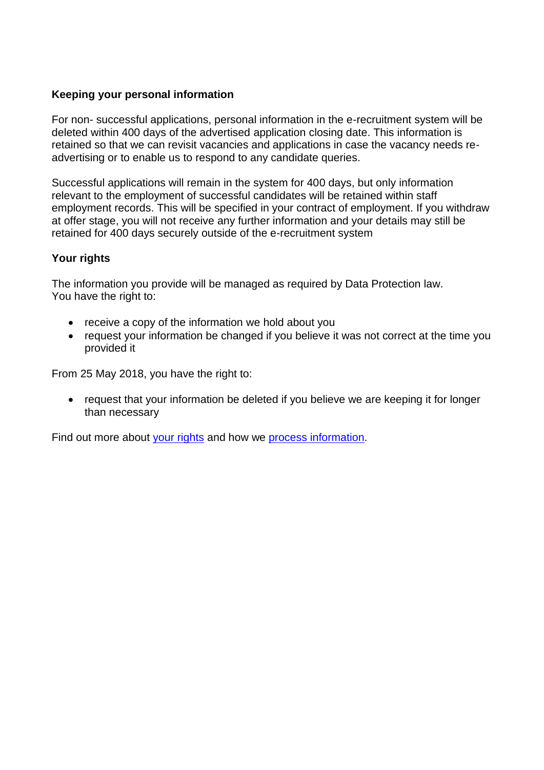**Keeping your personal information**

For non- successful applications, personal information in the e-recruitment system will be deleted within 400 days of the advertised application closing date. This information is retained so that we can revisit vacancies and applications in case the vacancy needs re-advertising or to enable us to respond to any candidate queries.

Successful applications will remain in the system for 400 days, but only information relevant to the employment of successful candidates will be retained within staff employment records. This will be specified in your contract of employment. If you withdraw at offer stage, you will not receive any further information and your details may still be retained for 400 days securely outside of the e-recruitment system

**Your rights**

The information you provide will be managed as required by Data Protection law. You have the right to:

- receive a copy of the information we hold about you
- request your information be changed if you believe it was not correct at the time you provided it

From 25 May 2018, you have the right to:

- request that your information be deleted if you believe we are keeping it for longer than necessary

Find out more about your rights and how we process information.